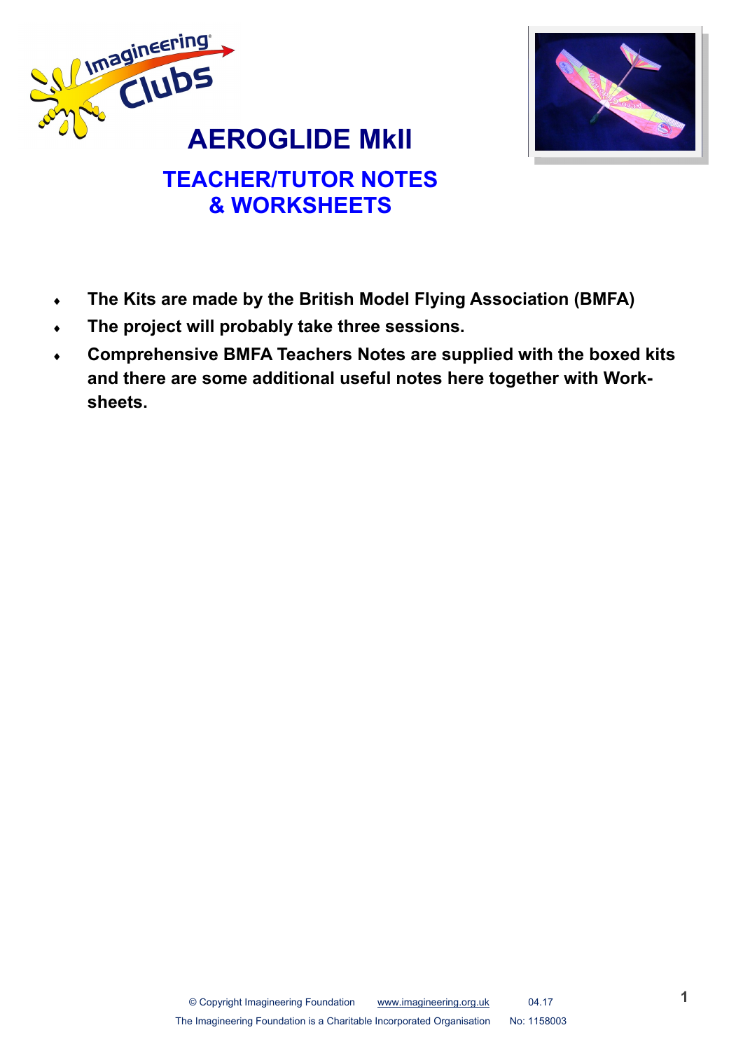# AEROGLIDE MkII

## TEACHER/TUTOR NOTES & WORKSHEETS

- **The Kits are made by the British Model Flying Association (BMFA)**
- **The project will probably take three sessions.**
- **Comprehensive BMFA Teachers Notes are supplied with the boxed kits and there are some additional useful notes here together with Work-sheets.**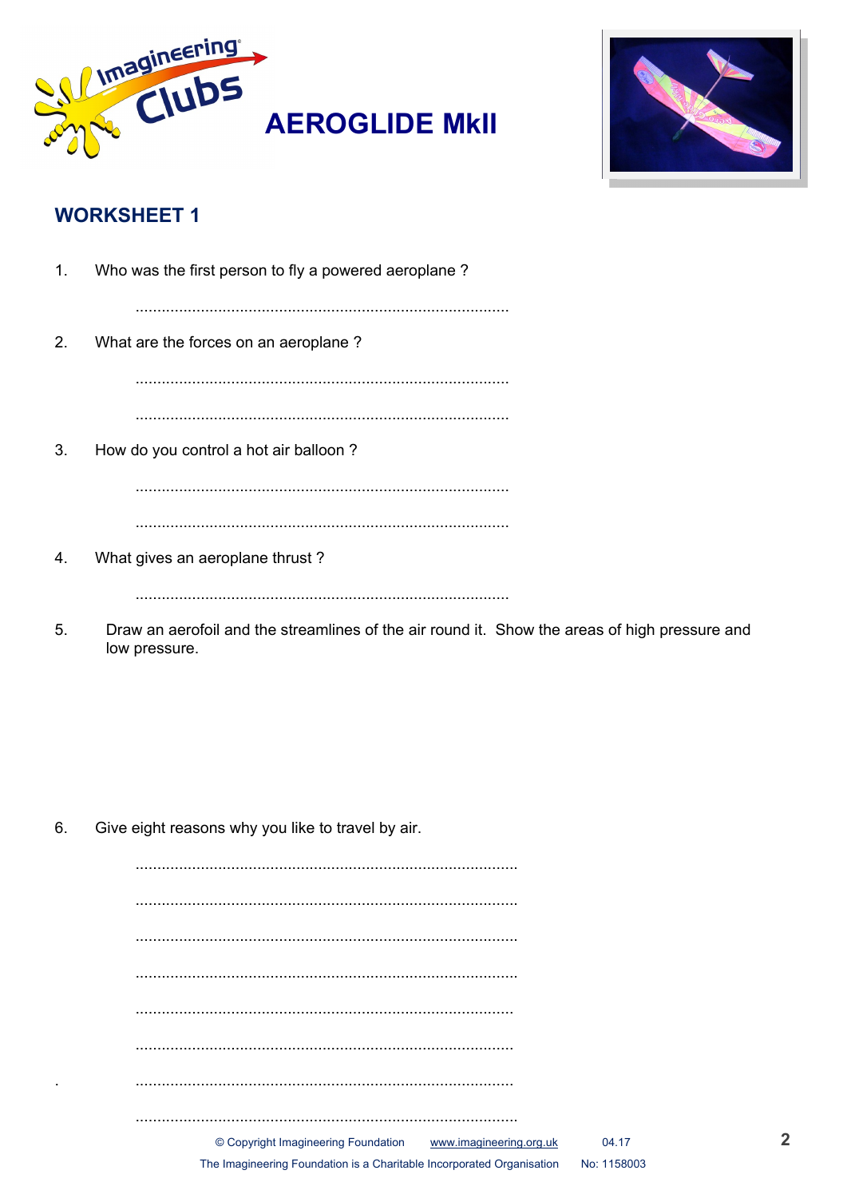# AEROGLIDE MkII

## WORKSHEET 1

1. Who was the first person to fly a powered aeroplane ?

   ......................................................................................

2. What are the forces on an aeroplane ?

   ......................................................................................

   ......................................................................................

3. How do you control a hot air balloon ?

   ......................................................................................

   ......................................................................................

4. What gives an aeroplane thrust ?

   ......................................................................................

5. Draw an aerofoil and the streamlines of the air round it. Show the areas of high pressure and low pressure.

6. Give eight reasons why you like to travel by air.

   ......................................................................................

   ......................................................................................

   ......................................................................................

   ......................................................................................

   ......................................................................................

   ......................................................................................

   ......................................................................................

   ......................................................................................

© Copyright Imagineering Foundation www.imagineering.org.uk 04.17

The Imagineering Foundation is a Charitable Incorporated Organisation No: 1158003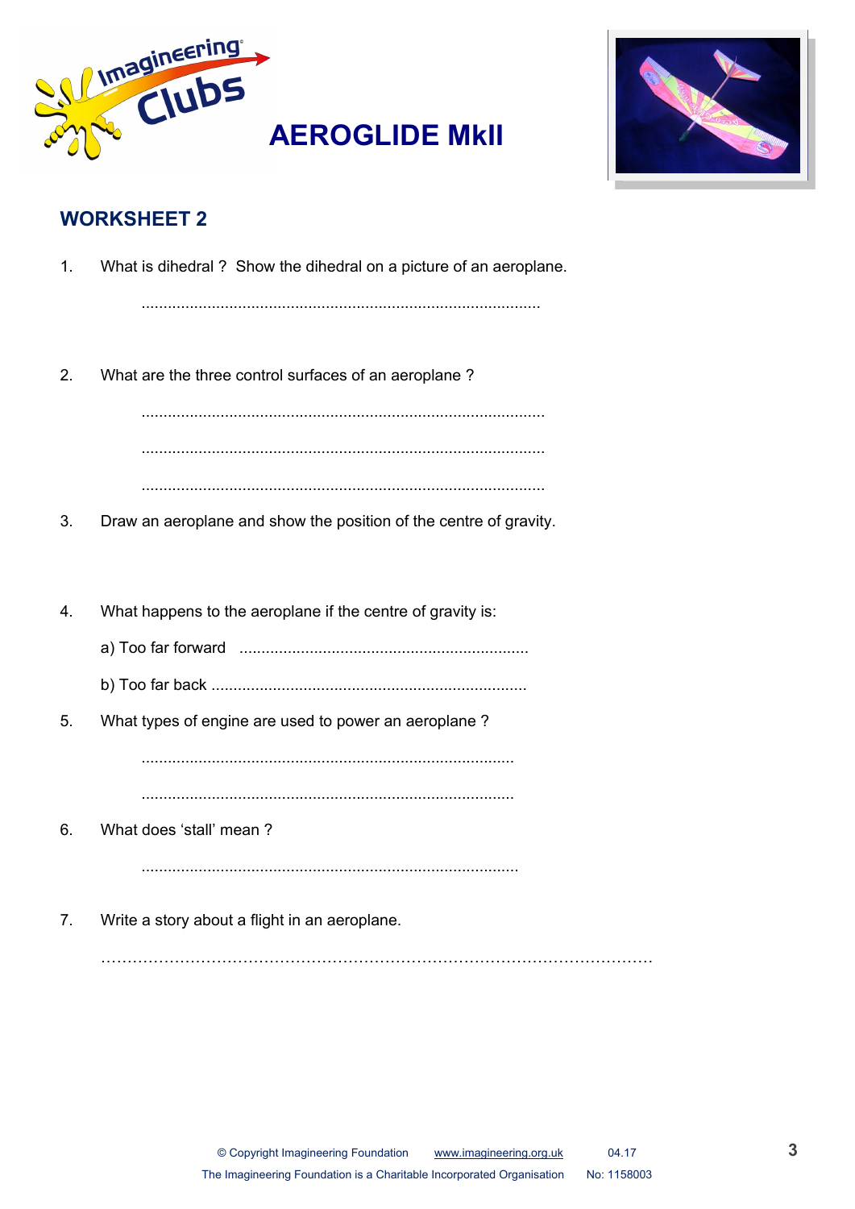# AEROGLIDE MkII

## WORKSHEET 2

1. What is dihedral ? Show the dihedral on a picture of an aeroplane.

   ..........................................................................................

2. What are the three control surfaces of an aeroplane ?

   ..........................................................................................

   ..........................................................................................

   ..........................................................................................

3. Draw an aeroplane and show the position of the centre of gravity.

4. What happens to the aeroplane if the centre of gravity is:

   a) Too far forward .................................................................

   b) Too far back .......................................................................

5. What types of engine are used to power an aeroplane ?

   ....................................................................................

   ....................................................................................

6. What does 'stall' mean ?

   .....................................................................................

7. Write a story about a flight in an aeroplane.

   ……………………………………………………………………………………………

© Copyright Imagineering Foundation www.imagineering.org.uk 04.17

The Imagineering Foundation is a Charitable Incorporated Organisation No: 1158003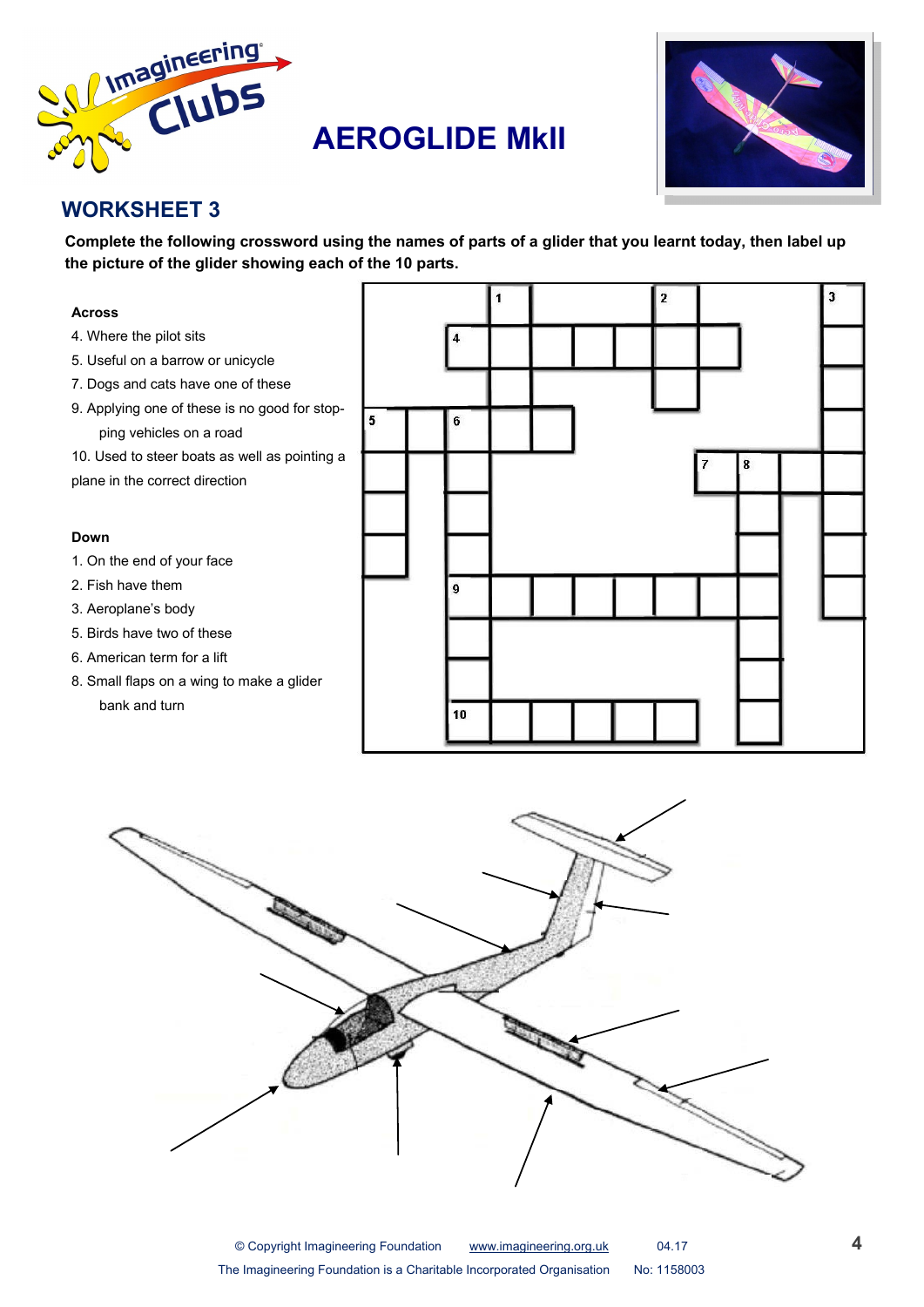# AEROGLIDE MkII

## WORKSHEET 3

**Complete the following crossword using the names of parts of a glider that you learnt today, then label up the picture of the glider showing each of the 10 parts.**

**Across**

4. Where the pilot sits
5. Useful on a barrow or unicycle
7. Dogs and cats have one of these
9. Applying one of these is no good for stopping vehicles on a road
10. Used to steer boats as well as pointing a plane in the correct direction

**Down**

1. On the end of your face
2. Fish have them
3. Aeroplane's body
5. Birds have two of these
6. American term for a lift
8. Small flaps on a wing to make a glider bank and turn

© Copyright Imagineering Foundation www.imagineering.org.uk 04.17

The Imagineering Foundation is a Charitable Incorporated Organisation No: 1158003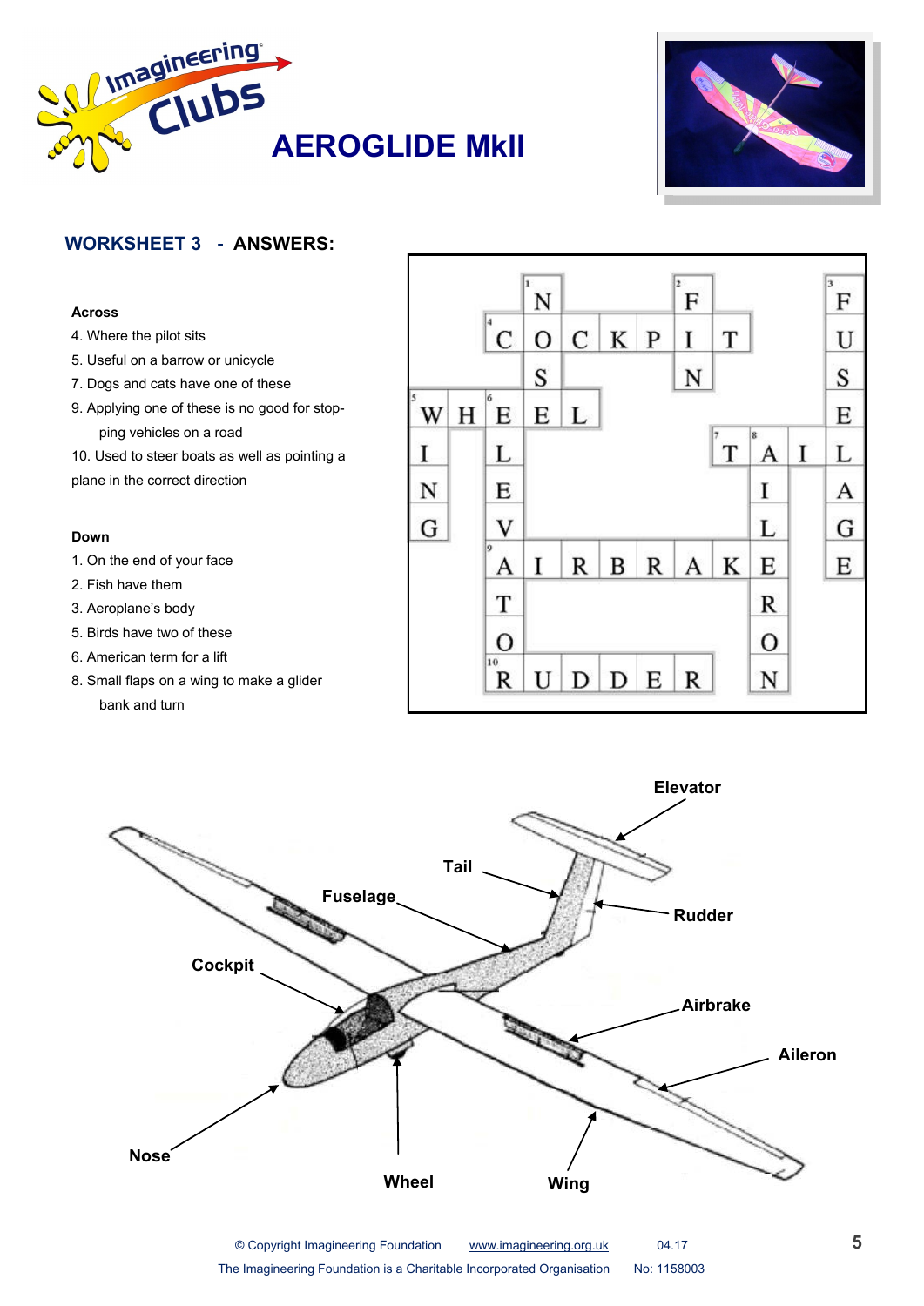# AEROGLIDE MkII

## WORKSHEET 3 - ANSWERS:

**Across**

4. Where the pilot sits
5. Useful on a barrow or unicycle
7. Dogs and cats have one of these
9. Applying one of these is no good for stopping vehicles on a road
10. Used to steer boats as well as pointing a plane in the correct direction

**Down**

1. On the end of your face
2. Fish have them
3. Aeroplane's body
5. Birds have two of these
6. American term for a lift
8. Small flaps on a wing to make a glider bank and turn

**Crossword answers:**

- 1 Down: NOSE
- 2 Down: FIN
- 3 Down: FUSELAGE
- 4 Across: COCKPIT
- 5 Across: WHEEL
- 5 Down: WING
- 6 Down: ELEVATOR
- 7 Across: TAIL
- 8 Down: AILERON
- 9 Across: AIRBRAKE
- 10 Across: RUDDER

**Glider diagram labels:** Elevator, Tail, Rudder, Fuselage, Cockpit, Airbrake, Aileron, Nose, Wheel, Wing

© Copyright Imagineering Foundation www.imagineering.org.uk 04.17

The Imagineering Foundation is a Charitable Incorporated Organisation No: 1158003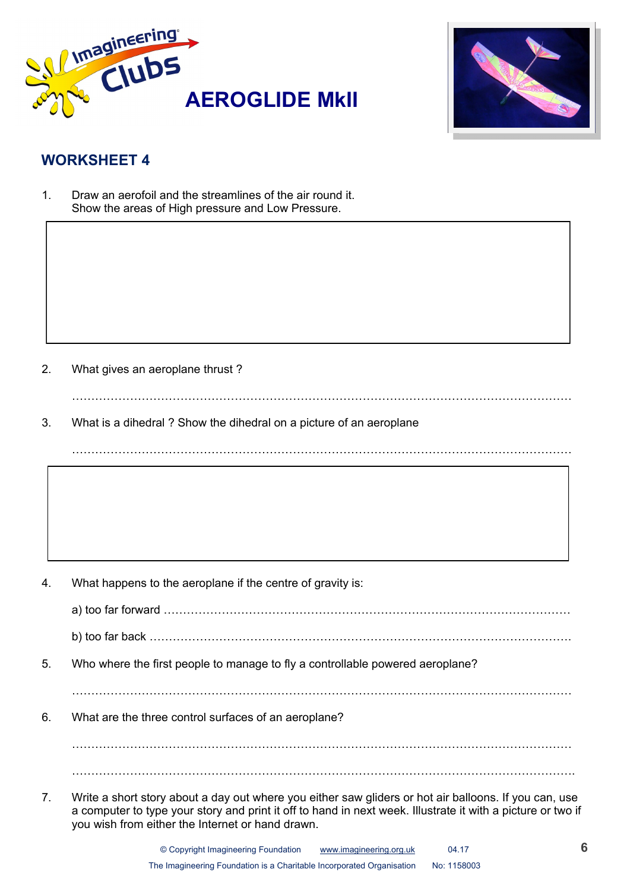# AEROGLIDE MkII

## WORKSHEET 4

1. Draw an aerofoil and the streamlines of the air round it.
   Show the areas of High pressure and Low Pressure.

2. What gives an aeroplane thrust ?

   ……………………………………………………………………………………………………………

3. What is a dihedral ? Show the dihedral on a picture of an aeroplane

   ……………………………………………………………………………………………………………

4. What happens to the aeroplane if the centre of gravity is:

   a) too far forward ……………………………………………………………………………………

   b) too far back ………………………………………………………………………………………

5. Who where the first people to manage to fly a controllable powered aeroplane?

   ……………………………………………………………………………………………………………

6. What are the three control surfaces of an aeroplane?

   ……………………………………………………………………………………………………………

   ……………………………………………………………………………………………………………

7. Write a short story about a day out where you either saw gliders or hot air balloons. If you can, use a computer to type your story and print it off to hand in next week. Illustrate it with a picture or two if you wish from either the Internet or hand drawn.

© Copyright Imagineering Foundation www.imagineering.org.uk 04.17

The Imagineering Foundation is a Charitable Incorporated Organisation No: 1158003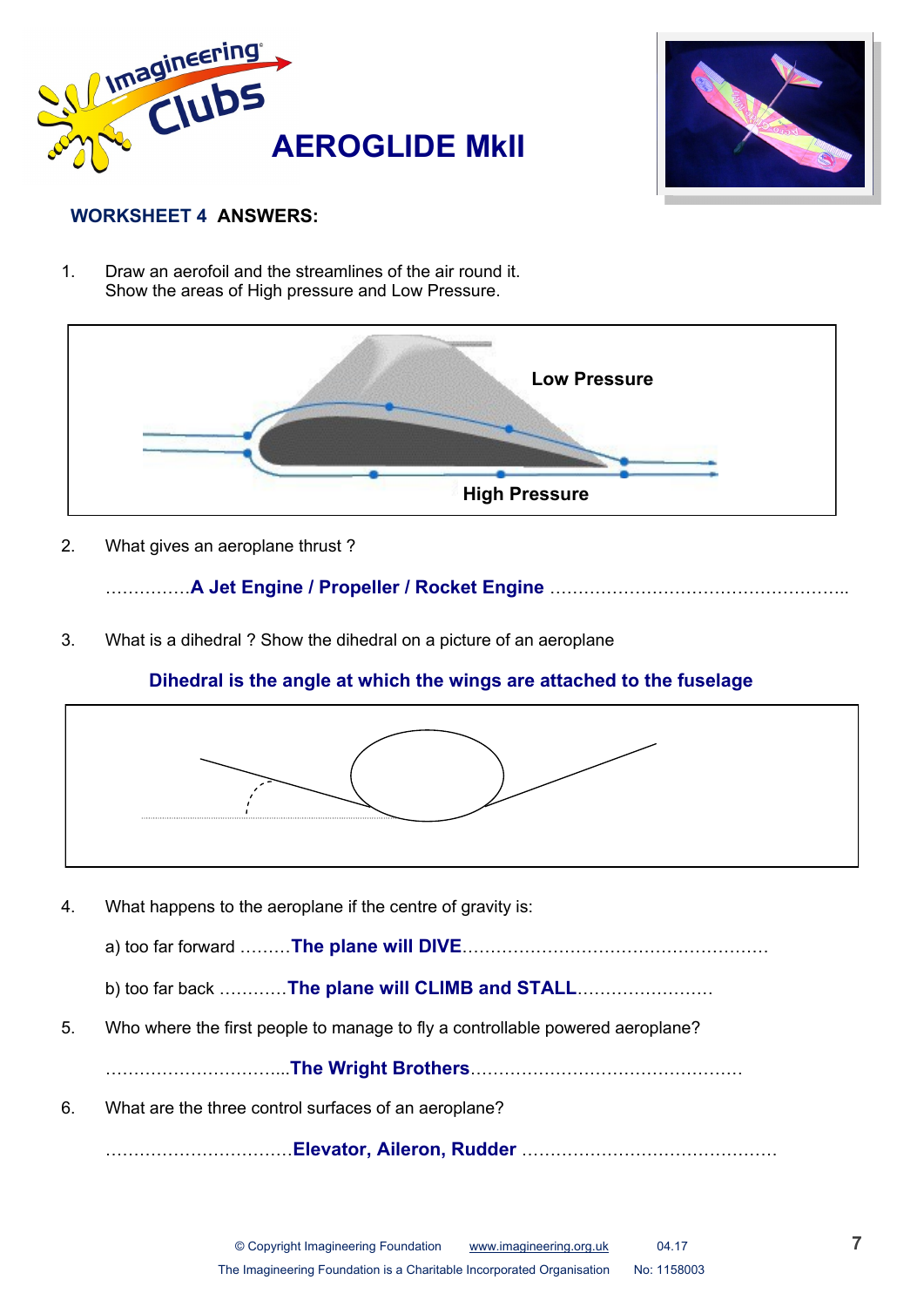# AEROGLIDE MkII

## WORKSHEET 4 ANSWERS:

1. Draw an aerofoil and the streamlines of the air round it.
   Show the areas of High pressure and Low Pressure.

Low Pressure

High Pressure

2. What gives an aeroplane thrust ?

   ……………**A Jet Engine / Propeller / Rocket Engine** ……………………………………………..

3. What is a dihedral ? Show the dihedral on a picture of an aeroplane

   **Dihedral is the angle at which the wings are attached to the fuselage**

4. What happens to the aeroplane if the centre of gravity is:

   a) too far forward ………**The plane will DIVE**………………………………………………

   b) too far back …………**The plane will CLIMB and STALL**……………………

5. Who where the first people to manage to fly a controllable powered aeroplane?

   …………………………...**The Wright Brothers**…………………………………………

6. What are the three control surfaces of an aeroplane?

   ……………………………**Elevator, Aileron, Rudder** ………………………………………

© Copyright Imagineering Foundation www.imagineering.org.uk 04.17
The Imagineering Foundation is a Charitable Incorporated Organisation No: 1158003